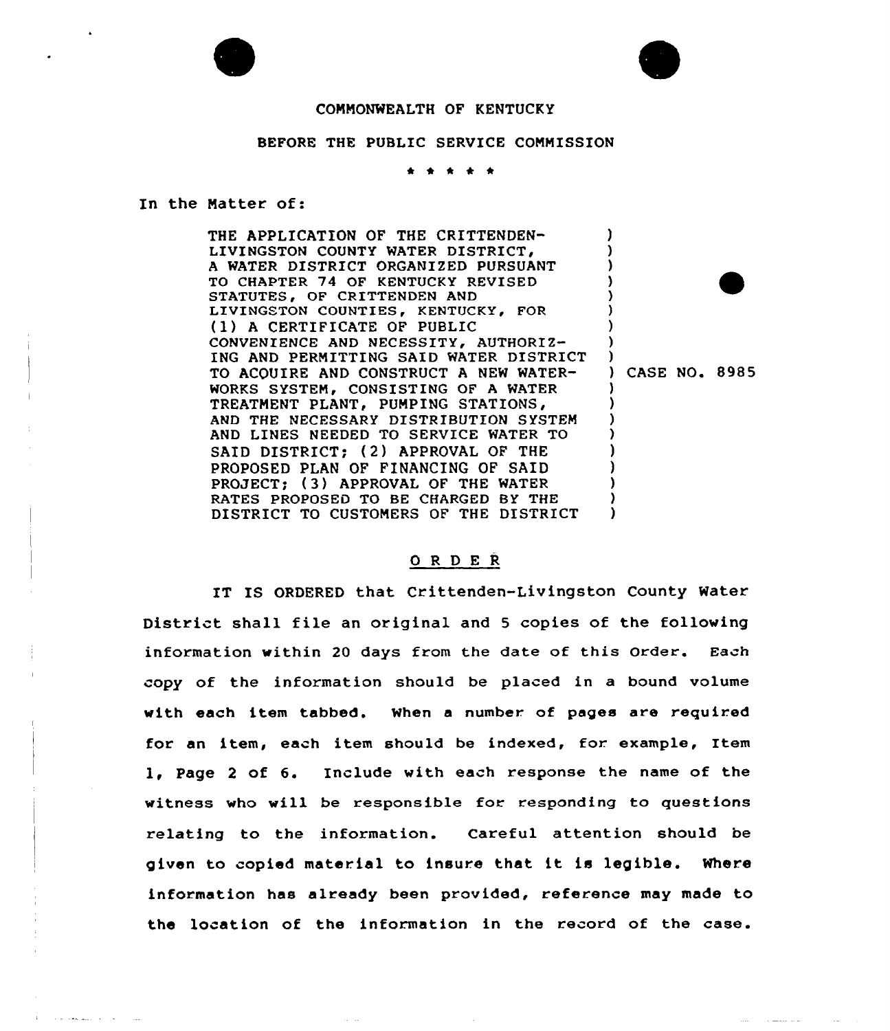COMMONWEALTH OF KENTUCKY

BEFORE THE PUBLIC SERVICE COMMISSION

\* \* \* \* \*

In the Matter of:

| | |
|---|---|
| THE APPLICATION OF THE CRITTENDEN-LIVINGSTON COUNTY WATER DISTRICT, A WATER DISTRICT ORGANIZED PURSUANT TO CHAPTER 74 OF KENTUCKY REVISED STATUTES, OF CRITTENDEN AND LIVINGSTON COUNTIES, KENTUCKY, FOR (1) A CERTIFICATE OF PUBLIC CONVENIENCE AND NECESSITY, AUTHORIZING AND PERMITTING SAID WATER DISTRICT TO ACQUIRE AND CONSTRUCT A NEW WATER-WORKS SYSTEM, CONSISTING OF A WATER TREATMENT PLANT, PUMPING STATIONS, AND THE NECESSARY DISTRIBUTION SYSTEM AND LINES NEEDED TO SERVICE WATER TO SAID DISTRICT; (2) APPROVAL OF THE PROPOSED PLAN OF FINANCING OF SAID PROJECT; (3) APPROVAL OF THE WATER RATES PROPOSED TO BE CHARGED BY THE DISTRICT TO CUSTOMERS OF THE DISTRICT | CASE NO. 8985 |

## O R D E R

IT IS ORDERED that Crittenden-Livingston County Water District shall file an original and 5 copies of the following information within 20 days from the date of this Order. Each copy of the information should be placed in a bound volume with each item tabbed. When a number of pages are required for an item, each item should be indexed, for example, Item 1, Page 2 of 6. Include with each response the name of the witness who will be responsible for responding to questions relating to the information. Careful attention should be given to copied material to insure that it is legible. Where information has already been provided, reference may made to the location of the information in the record of the case.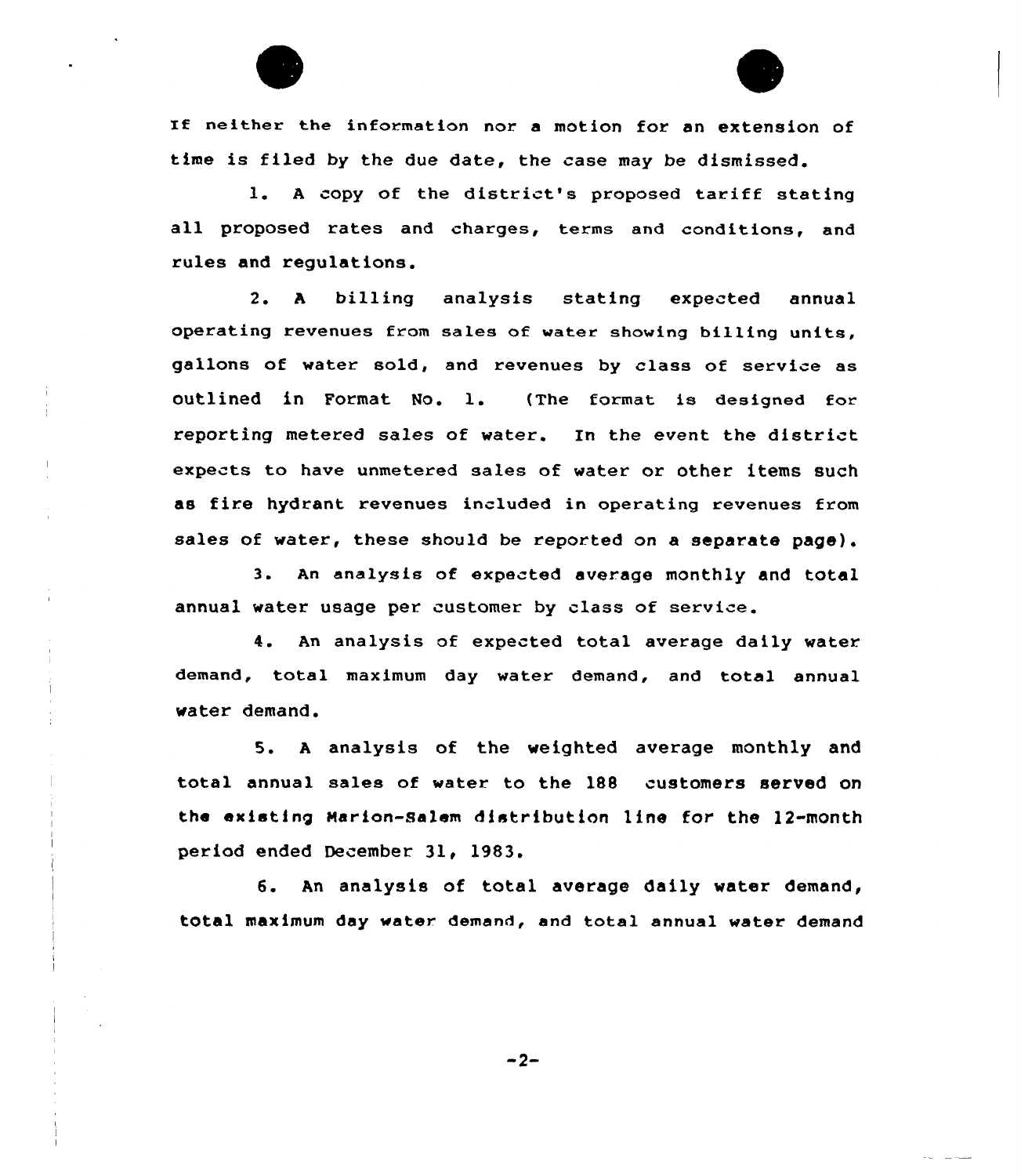If neither the information nor a motion for an extension of time is filed by the due date, the case may be dismissed.

1. A copy of the district's proposed tariff stating all proposed rates and charges, terms and conditions, and rules and regulations.

2. A billing analysis stating expected annual operating revenues from sales of water showing billing units, gallons of water sold, and revenues by class of service as outlined in Format No. 1. (The format is designed for reporting metered sales of water. In the event the district expects to have unmetered sales of water or other items such as fire hydrant revenues included in operating revenues from sales of water, these should be reported on a separate page).

3. An analysis of expected average monthly and total annual water usage per customer by class of service.

4. An analysis of expected total average daily water demand, total maximum day water demand, and total annual water demand.

5. A analysis of the weighted average monthly and total annual sales of water to the 188 customers served on the existing Marion-Salem distribution line for the 12-month period ended December 31, 1983.

6. An analysis of total average daily water demand, total maximum day water demand, and total annual water demand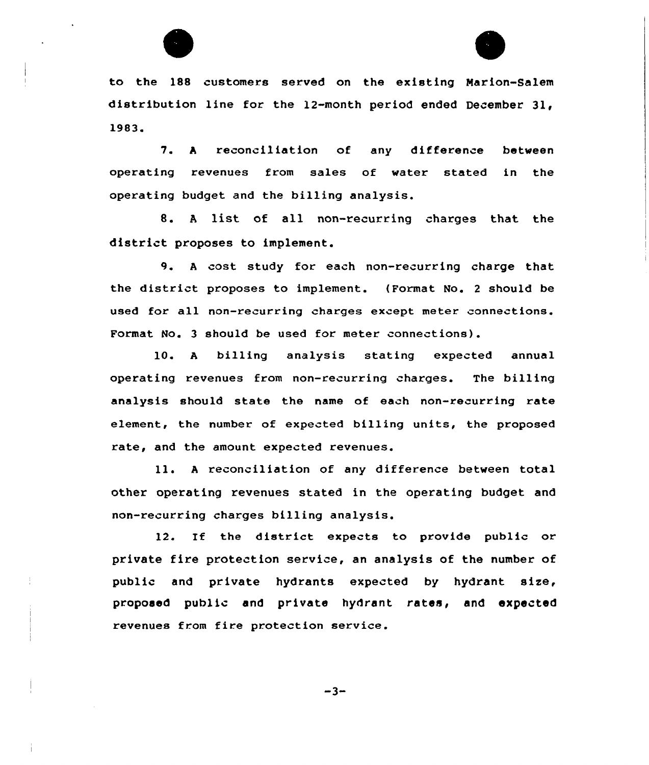to the 188 customers served on the existing Marion-Salem distribution line for the 12-month period ended December 31, 1983.

7. A reconciliation of any difference between operating revenues from sales of water stated in the operating budget and the billing analysis.

8. A list of all non-recurring charges that the district proposes to implement.

9. A cost study for each non-recurring charge that the district proposes to implement. (Format No. 2 should be used for all non-recurring charges except meter connections. Format No. 3 should be used for meter connections).

10. A billing analysis stating expected annual operating revenues from non-recurring charges. The billing analysis should state the name of each non-recurring rate element, the number of expected billing units, the proposed rate, and the amount expected revenues.

11. A reconciliation of any difference between total other operating revenues stated in the operating budget and non-recurring charges billing analysis.

12. If the district expects to provide public or private fire protection service, an analysis of the number of public and private hydrants expected by hydrant size, proposed public and private hydrant rates, and expected revenues from fire protection service.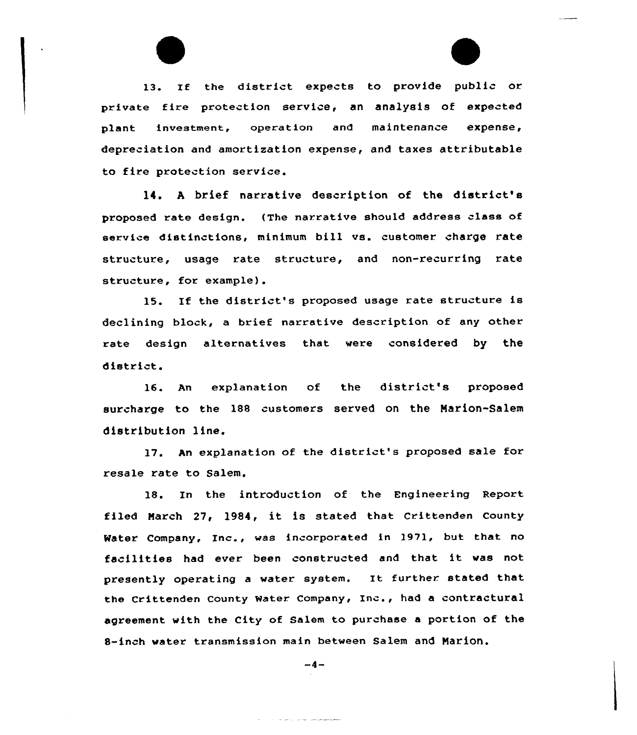13. If the district expects to provide public or private fire protection service, an analysis of expected plant investment, operation and maintenance expense, depreciation and amortization expense, and taxes attributable to fire protection service.

14. A brief narrative description of the district's proposed rate design. (The narrative should address class of service distinctions, minimum bill vs. customer charge rate structure, usage rate structure, and non-recurring rate structure, for example).

15. If the district's proposed usage rate structure is declining block, a brief narrative description of any other rate design alternatives that were considered by the district.

16. An explanation of the district's proposed surcharge to the 188 customers served on the Marion-Salem distribution line.

17. An explanation of the district's proposed sale for resale rate to Salem.

18. In the introduction of the Engineering Report filed March 27, 1984, it is stated that Crittenden County Water Company, Inc., was incorporated in 1971, but that no facilities had ever been constructed and that it was not presently operating a water system. It further stated that the Crittenden County Water Company, Inc., had a contractural agreement with the City of Salem to purchase a portion of the 8-inch water transmission main between Salem and Marion.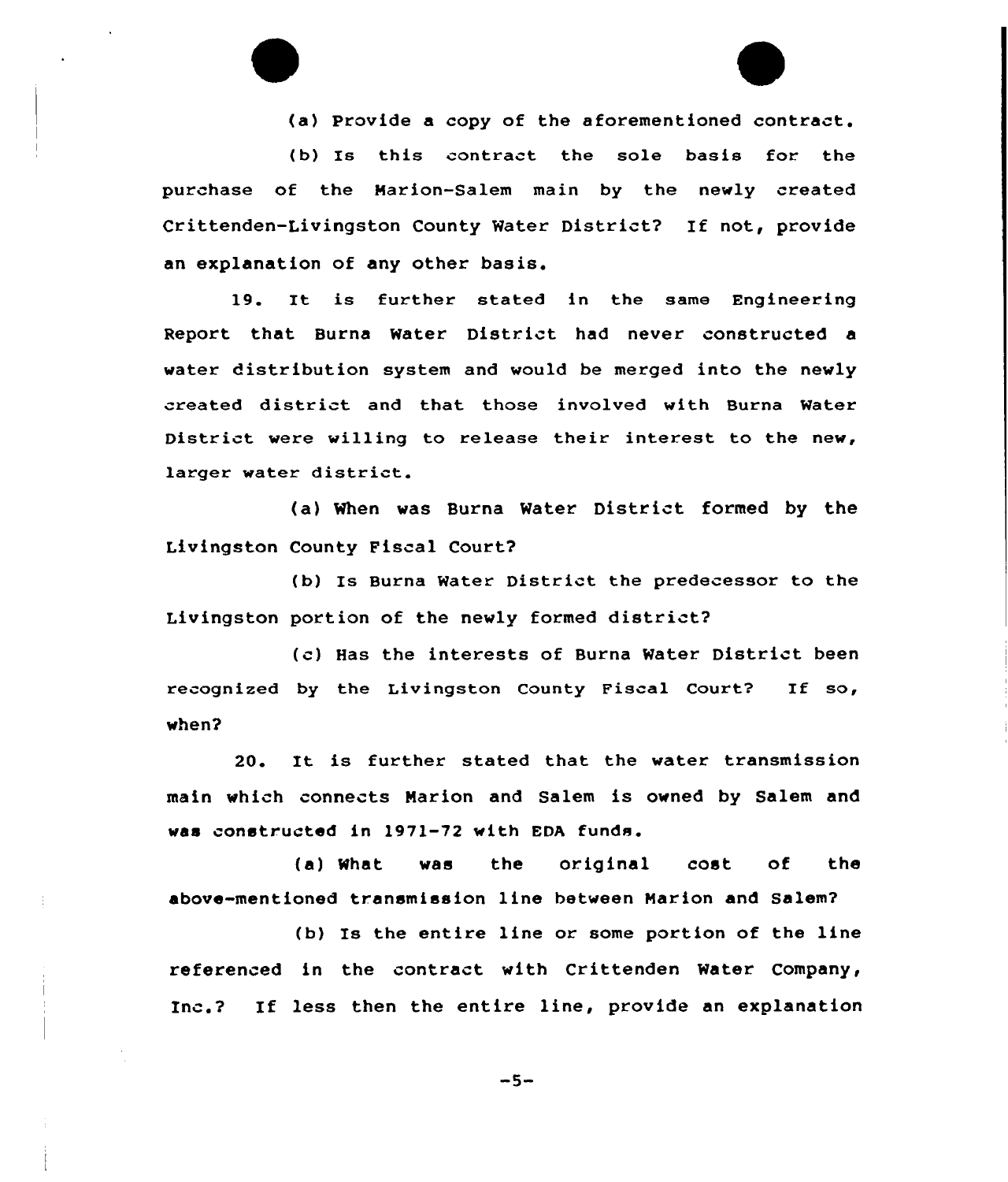(a) Provide a copy of the aforementioned contract.

(b) Is this contract the sole basis for the purchase of the Marion-Salem main by the newly created Crittenden-Livingston County Water District? If not, provide an explanation of any other basis.

19. It is further stated in the same Engineering Report that Burna Water District had never constructed a water distribution system and would be merged into the newly created district and that those involved with Burna Water District were willing to release their interest to the new, larger water district.

(a) When was Burna Water District formed by the Livingston County Fiscal Court?

(b) Is Burna Water District the predecessor to the Livingston portion of the newly formed district?

(c) Has the interests of Burna Water District been recognized by the Livingston County Fiscal Court? If so, when?

20. It is further stated that the water transmission main which connects Marion and Salem is owned by Salem and was constructed in 1971-72 with EDA funds.

(a) What was the original cost of the above-mentioned transmission line between Marion and Salem?

(b) Is the entire line or some portion of the line referenced in the contract with Crittenden Water Company, Inc.? If less then the entire line, provide an explanation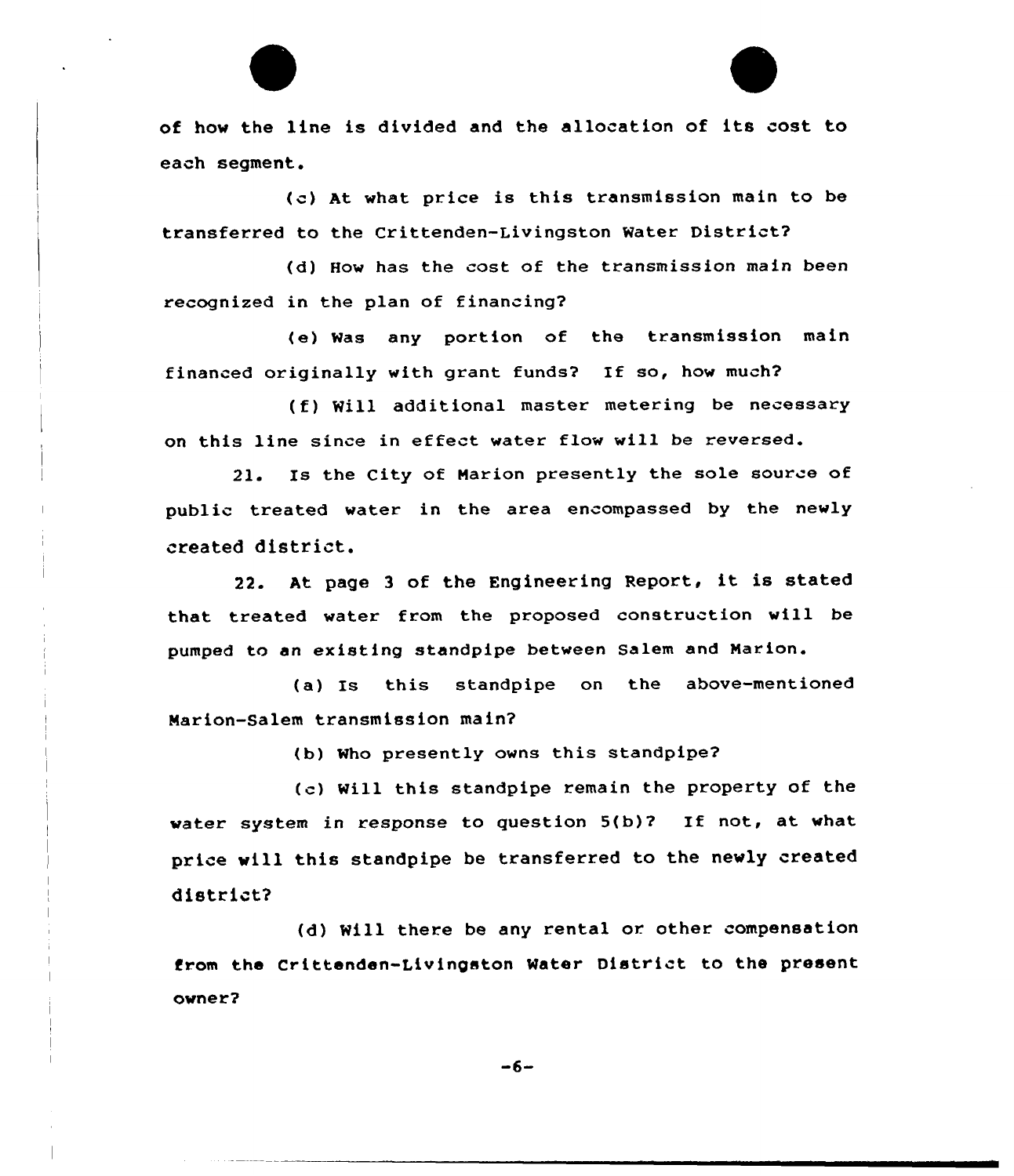of how the line is divided and the allocation of its cost to each segment.

(c) At what price is this transmission main to be transferred to the Crittenden-Livingston Water District?

(d) How has the cost of the transmission main been recognized in the plan of financing?

(e) Was any portion of the transmission main financed originally with grant funds? If so, how much?

(f) Will additional master metering be necessary on this line since in effect water flow will be reversed.

21. Is the City of Marion presently the sole source of public treated water in the area encompassed by the newly created district.

22. At page 3 of the Engineering Report, it is stated that treated water from the proposed construction will be pumped to an existing standpipe between Salem and Marion.

(a) Is this standpipe on the above-mentioned Marion-Salem transmission main?

(b) Who presently owns this standpipe?

(c) Will this standpipe remain the property of the water system in response to question 5(b)? If not, at what price will this standpipe be transferred to the newly created district?

(d) Will there be any rental or other compensation from the Crittenden-Livingston Water District to the present owner?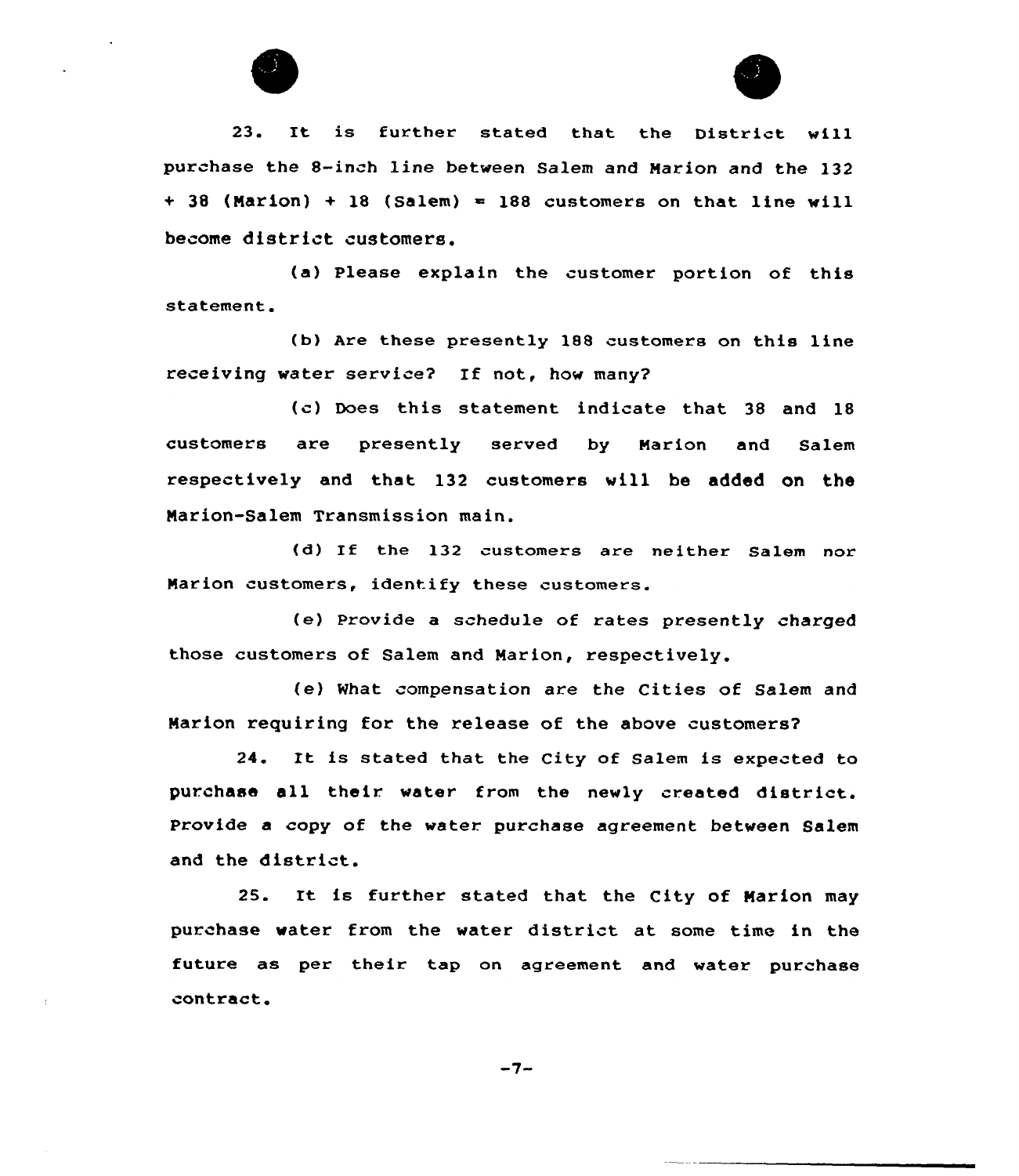23. It is further stated that the District will purchase the 8-inch line between Salem and Marion and the 132 + 38 (Marion) + 18 (Salem) = 188 customers on that line will become district customers.

(a) Please explain the customer portion of this statement.

(b) Are these presently 188 customers on this line receiving water service? If not, how many?

(c) Does this statement indicate that 38 and 18 customers are presently served by Marion and Salem respectively and that 132 customers will be added on the Marion-Salem Transmission main.

(d) If the 132 customers are neither Salem nor Marion customers, identify these customers.

(e) Provide a schedule of rates presently charged those customers of Salem and Marion, respectively.

(e) What compensation are the Cities of Salem and Marion requiring for the release of the above customers?

24. It is stated that the City of Salem is expected to purchase all their water from the newly created district. Provide a copy of the water purchase agreement between Salem and the district.

25. It is further stated that the City of Marion may purchase water from the water district at some time in the future as per their tap on agreement and water purchase contract.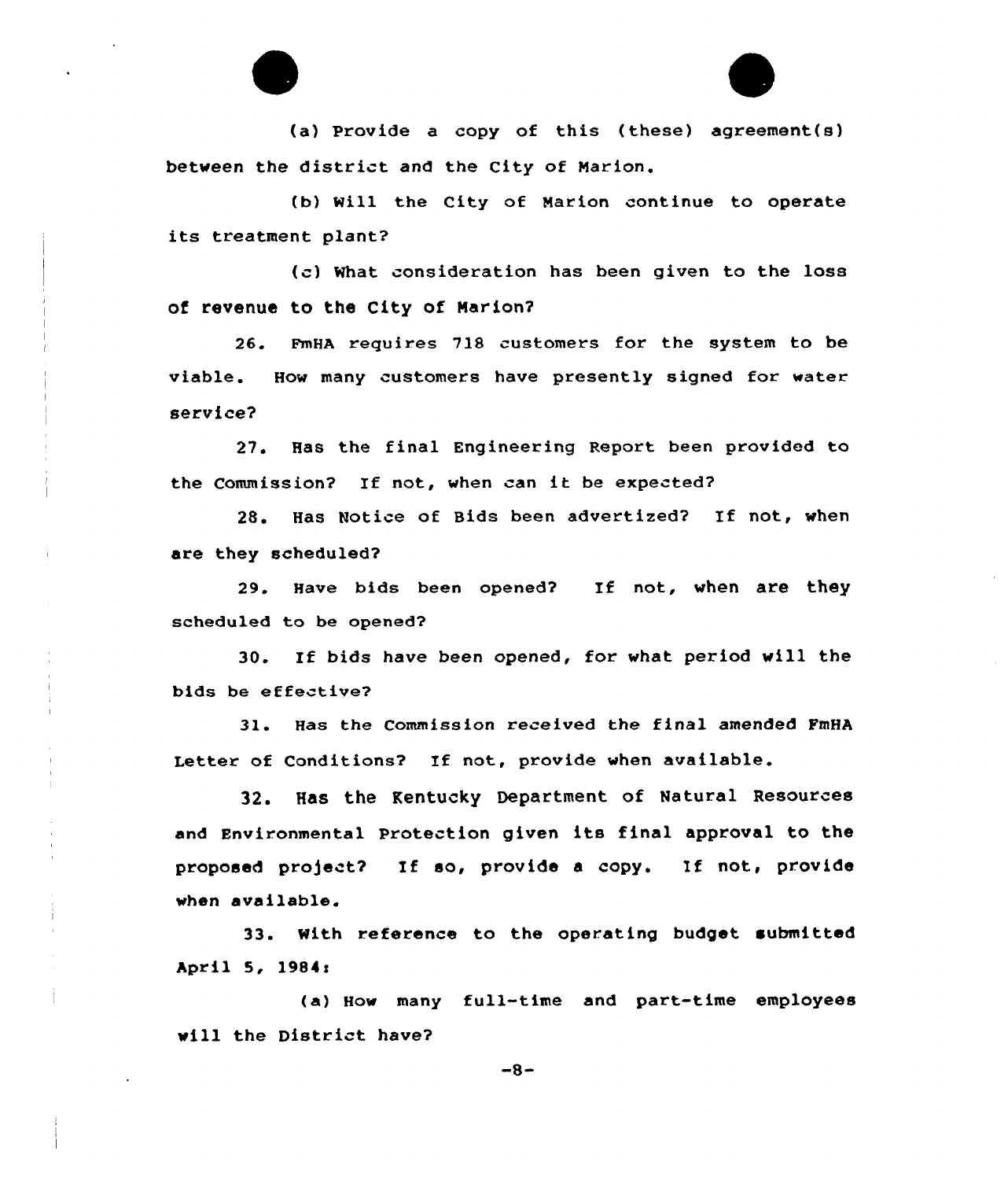(a) Provide a copy of this (these) agreement(s) between the district and the City of Marion.

(b) Will the City of Marion continue to operate its treatment plant?

(c) What consideration has been given to the loss of revenue to the City of Marion?

26. FmHA requires 718 customers for the system to be viable. How many customers have presently signed for water service?

27. Has the final Engineering Report been provided to the Commission? If not, when can it be expected?

28. Has Notice of Bids been advertized? If not, when are they scheduled?

29. Have bids been opened? If not, when are they scheduled to be opened?

30. If bids have been opened, for what period will the bids be effective?

31. Has the Commission received the final amended FmHA Letter of Conditions? If not, provide when available.

32. Has the Kentucky Department of Natural Resources and Environmental Protection given its final approval to the proposed project? If so, provide a copy. If not, provide when available.

33. With reference to the operating budget submitted April 5, 1984:

(a) How many full-time and part-time employees will the District have?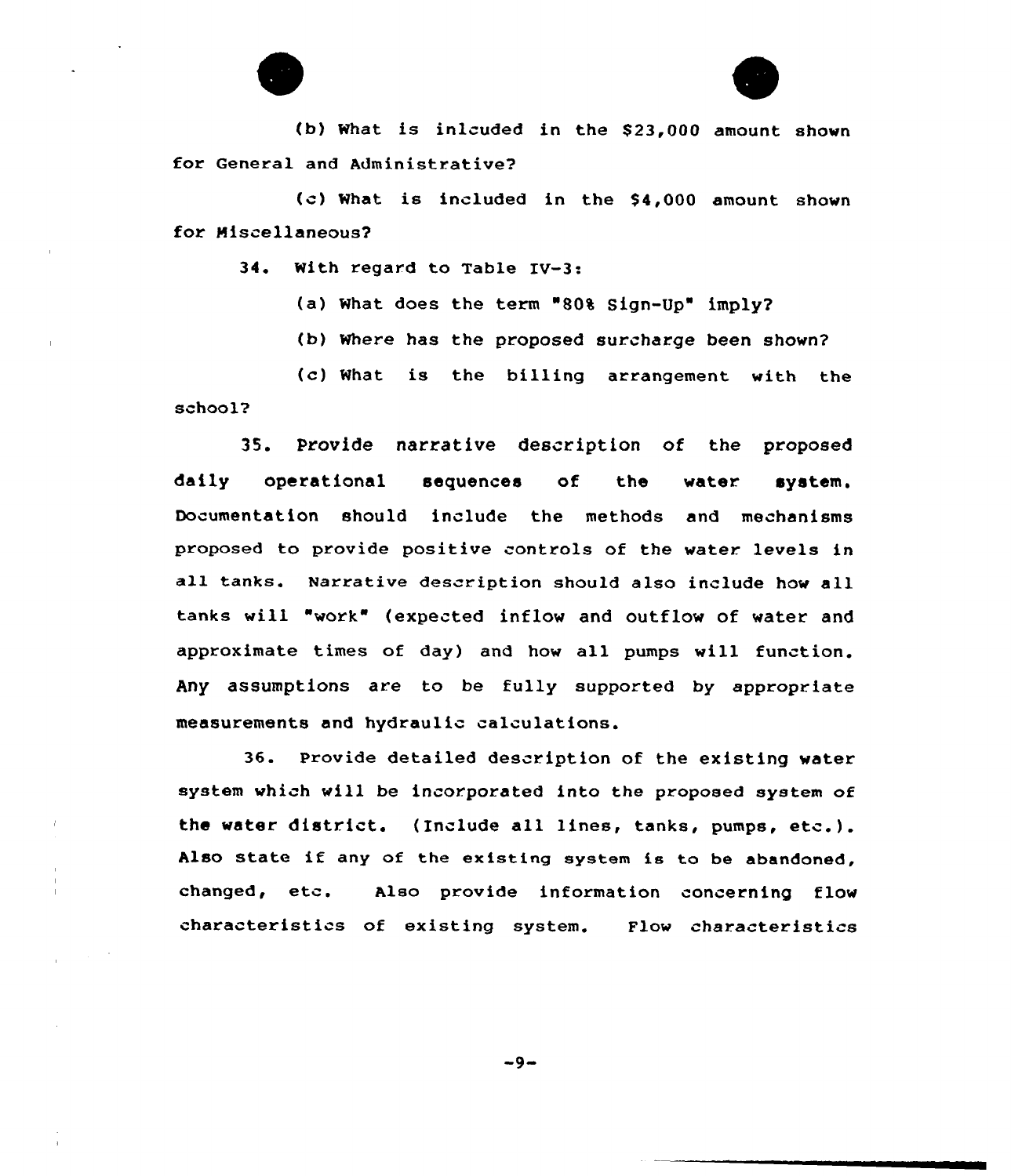(b) What is inlcuded in the $23,000 amount shown for General and Administrative?

(c) What is included in the $4,000 amount shown for Miscellaneous?

34. With regard to Table IV-3:

(a) What does the term "80% Sign-Up" imply?

(b) Where has the proposed surcharge been shown?

(c) What is the billing arrangement with the school?

35. Provide narrative description of the proposed daily operational sequences of the water system. Documentation should include the methods and mechanisms proposed to provide positive controls of the water levels in all tanks. Narrative description should also include how all tanks will "work" (expected inflow and outflow of water and approximate times of day) and how all pumps will function. Any assumptions are to be fully supported by appropriate measurements and hydraulic calculations.

36. Provide detailed description of the existing water system which will be incorporated into the proposed system of the water district. (Include all lines, tanks, pumps, etc.). Also state if any of the existing system is to be abandoned, changed, etc. Also provide information concerning flow characteristics of existing system. Flow characteristics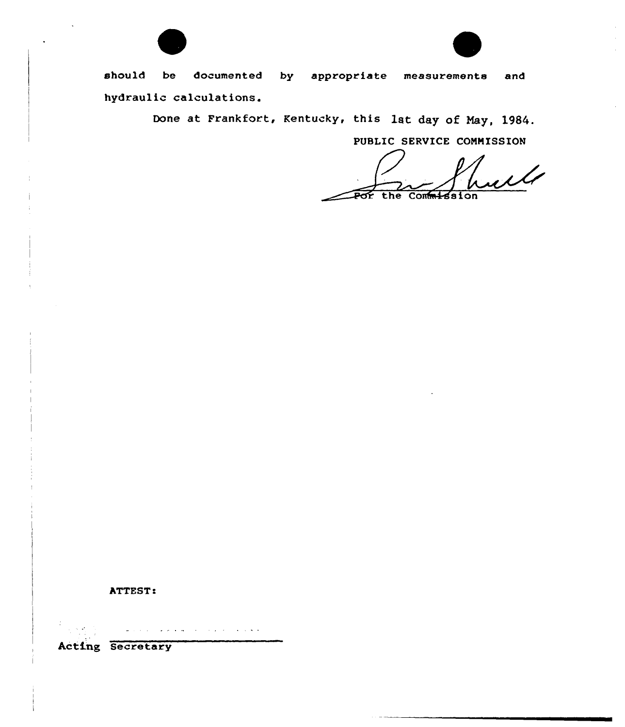should be documented by appropriate measurements and hydraulic calculations.

Done at Frankfort, Kentucky, this 1st day of May, 1984.

PUBLIC SERVICE COMMISSION

For the Commission

ATTEST:

Acting Secretary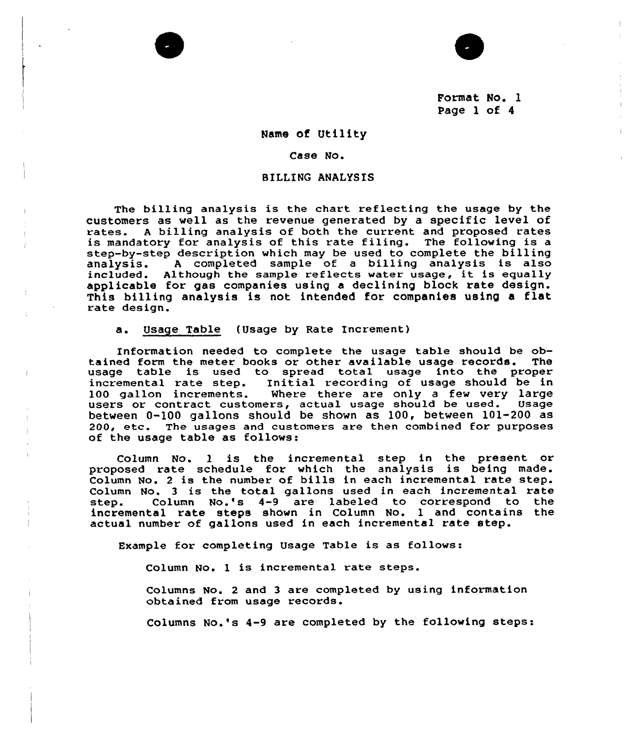Format No. 1
Page 1 of 4

Name of Utility

Case No.

BILLING ANALYSIS

The billing analysis is the chart reflecting the usage by the customers as well as the revenue generated by a specific level of rates. A billing analysis of both the current and proposed rates is mandatory for analysis of this rate filing. The following is a step-by-step description which may be used to complete the billing analysis. A completed sample of a billing analysis is also included. Although the sample reflects water usage, it is equally applicable for gas companies using a declining block rate design. This billing analysis is not intended for companies using a flat rate design.

a. Usage Table (Usage by Rate Increment)

Information needed to complete the usage table should be obtained form the meter books or other available usage records. The usage table is used to spread total usage into the proper incremental rate step. Initial recording of usage should be in 100 gallon increments. Where there are only a few very large users or contract customers, actual usage should be used. Usage between 0-100 gallons should be shown as 100, between 101-200 as 200, etc. The usages and customers are then combined for purposes of the usage table as follows:

Column No. 1 is the incremental step in the present or proposed rate schedule for which the analysis is being made. Column No. 2 is the number of bills in each incremental rate step. Column No. 3 is the total gallons used in each incremental rate step. Column No.'s 4-9 are labeled to correspond to the incremental rate steps shown in Column No. 1 and contains the actual number of gallons used in each incremental rate step.

Example for completing Usage Table is as follows:

Column No. 1 is incremental rate steps.

Columns No. 2 and 3 are completed by using information obtained from usage records.

Columns No.'s 4-9 are completed by the following steps: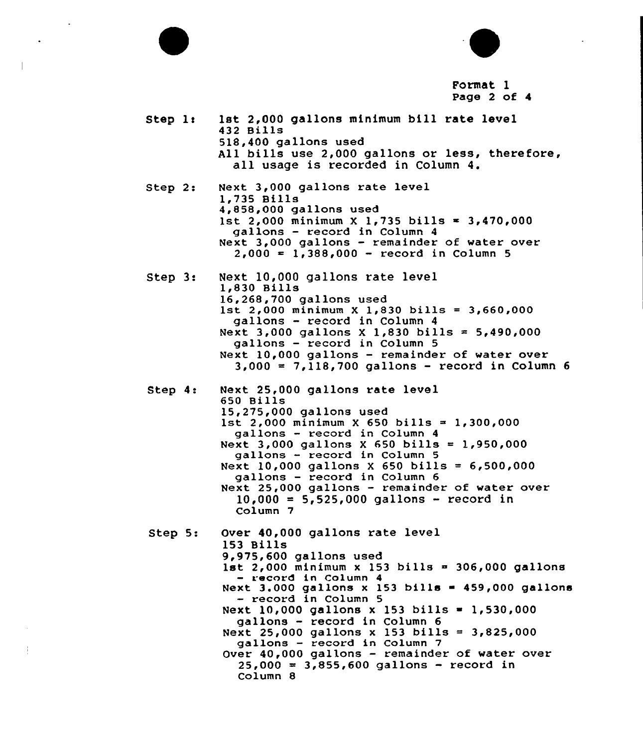Format 1

Step 1: 1st 2,000 gallons minimum bill rate level
432 Bills
518,400 gallons used
All bills use 2,000 gallons or less, therefore, all usage is recorded in Column 4.

Step 2: Next 3,000 gallons rate level
1,735 Bills
4,858,000 gallons used
1st 2,000 minimum X 1,735 bills = 3,470,000 gallons - record in Column 4
Next 3,000 gallons - remainder of water over 2,000 = 1,388,000 - record in Column 5

Step 3: Next 10,000 gallons rate level
1,830 Bills
16,268,700 gallons used
1st 2,000 minimum X 1,830 bills = 3,660,000 gallons - record in Column 4
Next 3,000 gallons X 1,830 bills = 5,490,000 gallons - record in Column 5
Next 10,000 gallons - remainder of water over 3,000 = 7,118,700 gallons - record in Column 6

Step 4: Next 25,000 gallons rate level
650 Bills
15,275,000 gallons used
1st 2,000 minimum X 650 bills = 1,300,000 gallons - record in Column 4
Next 3,000 gallons X 650 bills = 1,950,000 gallons - record in Column 5
Next 10,000 gallons X 650 bills = 6,500,000 gallons - record in Column 6
Next 25,000 gallons - remainder of water over 10,000 = 5,525,000 gallons - record in Column 7

Step 5: Over 40,000 gallons rate level
153 Bills
9,975,600 gallons used
1st 2,000 minimum x 153 bills = 306,000 gallons - record in Column 4
Next 3.000 gallons x 153 bills = 459,000 gallons - record in Column 5
Next 10,000 gallons x 153 bills = 1,530,000 gallons - record in Column 6
Next 25,000 gallons x 153 bills = 3,825,000 gallons - record in Column 7
Over 40,000 gallons - remainder of water over 25,000 = 3,855,600 gallons - record in Column 8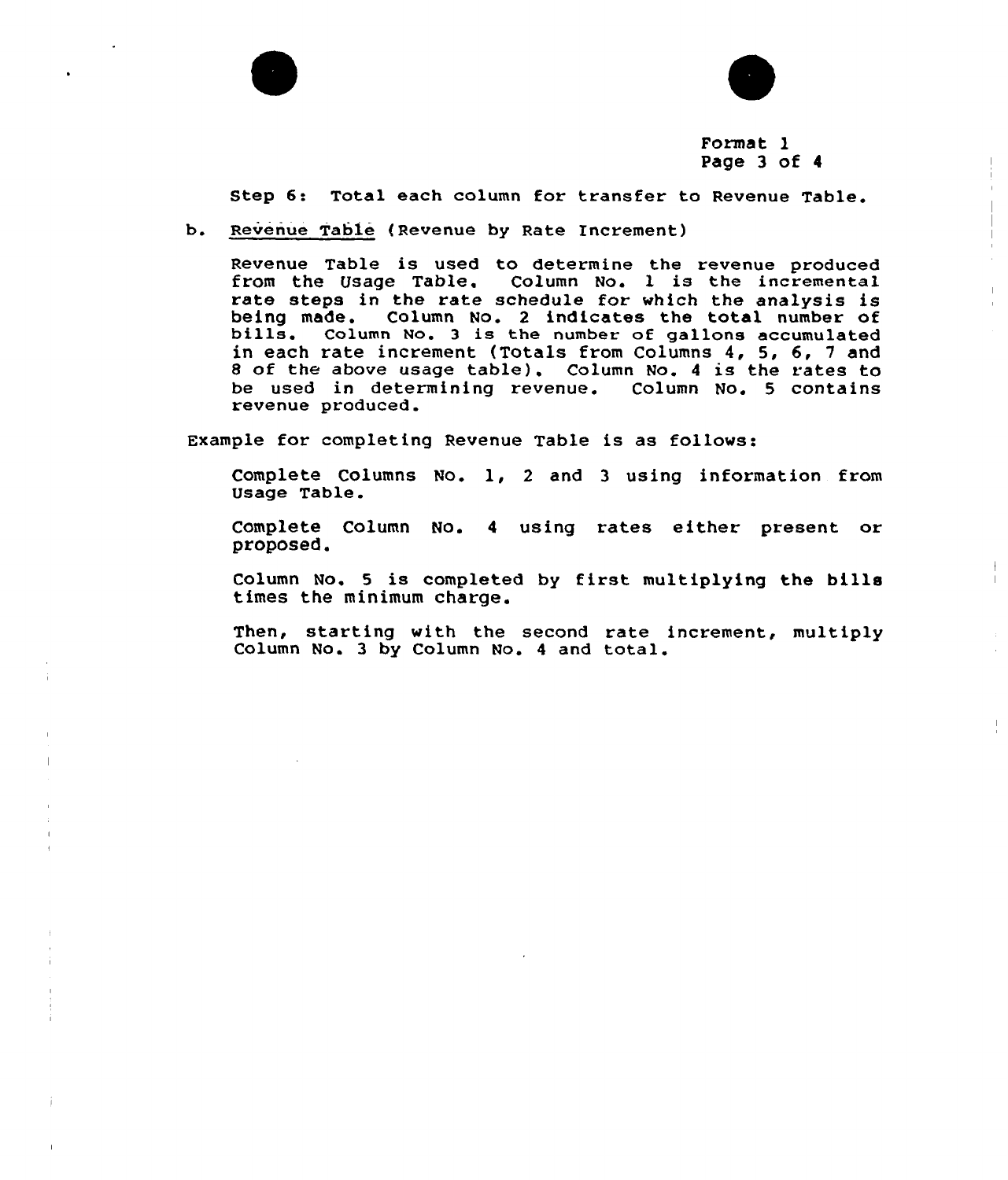Step 6: Total each column for transfer to Revenue Table.

b. Revenue Table (Revenue by Rate Increment)

   Revenue Table is used to determine the revenue produced from the Usage Table. Column No. 1 is the incremental rate steps in the rate schedule for which the analysis is being made. Column No. 2 indicates the total number of bills. Column No. 3 is the number of gallons accumulated in each rate increment (Totals from Columns 4, 5, 6, 7 and 8 of the above usage table). Column No. 4 is the rates to be used in determining revenue. Column No. 5 contains revenue produced.

Example for completing Revenue Table is as follows:

   Complete Columns No. 1, 2 and 3 using information from Usage Table.

   Complete Column No. 4 using rates either present or proposed.

   Column No. 5 is completed by first multiplying the bills times the minimum charge.

   Then, starting with the second rate increment, multiply Column No. 3 by Column No. 4 and total.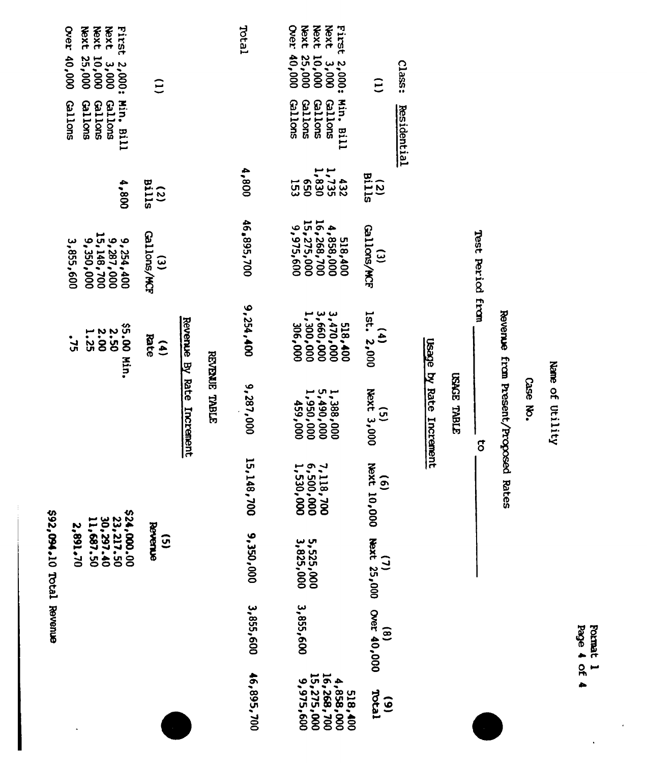Name of Utility

Case No.

Revenue from Present/Proposed Rates

Test Period from \_\_\_\_\_\_\_\_\_\_\_\_\_\_\_ to \_\_\_\_\_\_\_\_\_\_\_\_\_\_\_

## USAGE TABLE

**Usage by Rate Increment**

Class: Residential

| (1) | (2) Bills | (3) Gallons/MCF | (4) 1st. 2,000 | (5) Next 3,000 | (6) Next 10,000 | (7) Next 25,000 | (8) Over 40,000 | (9) Total |
|---|---|---|---|---|---|---|---|---|
| First 2,000: Min. Bill | 432 | 518,400 | 518,400 | | | | | 518,400 |
| Next 3,000 Gallons | 1,735 | 4,858,000 | 3,470,000 | 1,388,000 | | | | 4,858,000 |
| Next 10,000 Gallons | 1,830 | 16,268,700 | 3,660,000 | 5,490,000 | 7,118,700 | | | 16,268,700 |
| Next 25,000 Gallons | 650 | 15,275,000 | 1,300,000 | 1,950,000 | 6,500,000 | 5,525,000 | | 15,275,000 |
| Over 40,000 Gallons | 153 | 9,975,600 | 306,000 | 459,000 | 1,530,000 | 3,825,000 | 3,855,600 | 9,975,600 |
| Total | 4,800 | 46,895,700 | 9,254,400 | 9,287,000 | 15,148,700 | 9,350,000 | 3,855,600 | 46,895,700 |

## REVENUE TABLE

**Revenue By Rate Increment**

| (1) | (2) Bills | (3) Gallons/MCF | (4) Rate | (5) Revenue |
|---|---|---|---|---|
| First 2,000: Min. Bill | 4,800 | 9,254,400 | $5.00 Min. | $24,000.00 |
| Next 3,000 Gallons | | 9,287,000 | 2.50 | 23,217.50 |
| Next 10,000 Gallons | | 15,148,700 | 2.00 | 30,297.40 |
| Next 25,000 Gallons | | 9,350,000 | 1.25 | 11,687.50 |
| Over 40,000 Gallons | | 3,855,600 | .75 | 2,891.70 |
| | | | | $92,094.10 Total Revenue |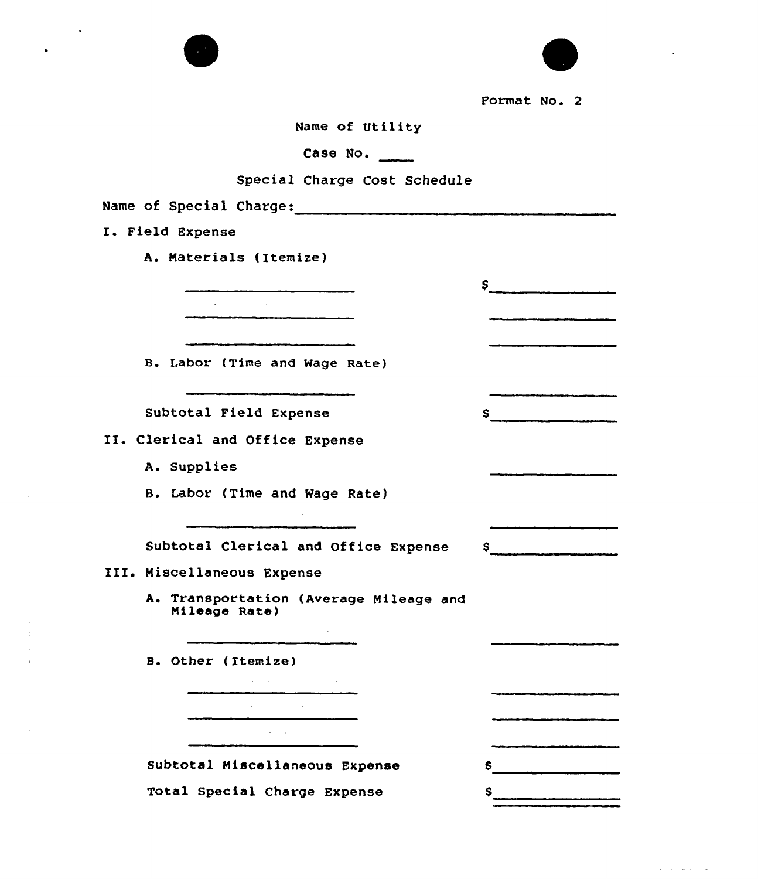Format No. 2

Name of Utility

Case No. ____

Special Charge Cost Schedule

Name of Special Charge: ______________________________

I. Field Expense

A. Materials (Itemize)

| | |
|---|---|
| ____________________ | $____________ |
| ____________________ | ____________ |
| ____________________ | ____________ |

B. Labor (Time and Wage Rate)

| | |
|---|---|
| ____________________ | ____________ |
| Subtotal Field Expense | $____________ |

II. Clerical and Office Expense

| | |
|---|---|
| A. Supplies | ____________ |

B. Labor (Time and Wage Rate)

| | |
|---|---|
| ____________________ | ____________ |
| Subtotal Clerical and Office Expense | $____________ |

III. Miscellaneous Expense

A. Transportation (Average Mileage and Mileage Rate)

| | |
|---|---|
| ____________________ | ____________ |

B. Other (Itemize)

| | |
|---|---|
| ____________________ | ____________ |
| ____________________ | ____________ |
| ____________________ | ____________ |
| Subtotal Miscellaneous Expense | $____________ |
| Total Special Charge Expense | $____________ |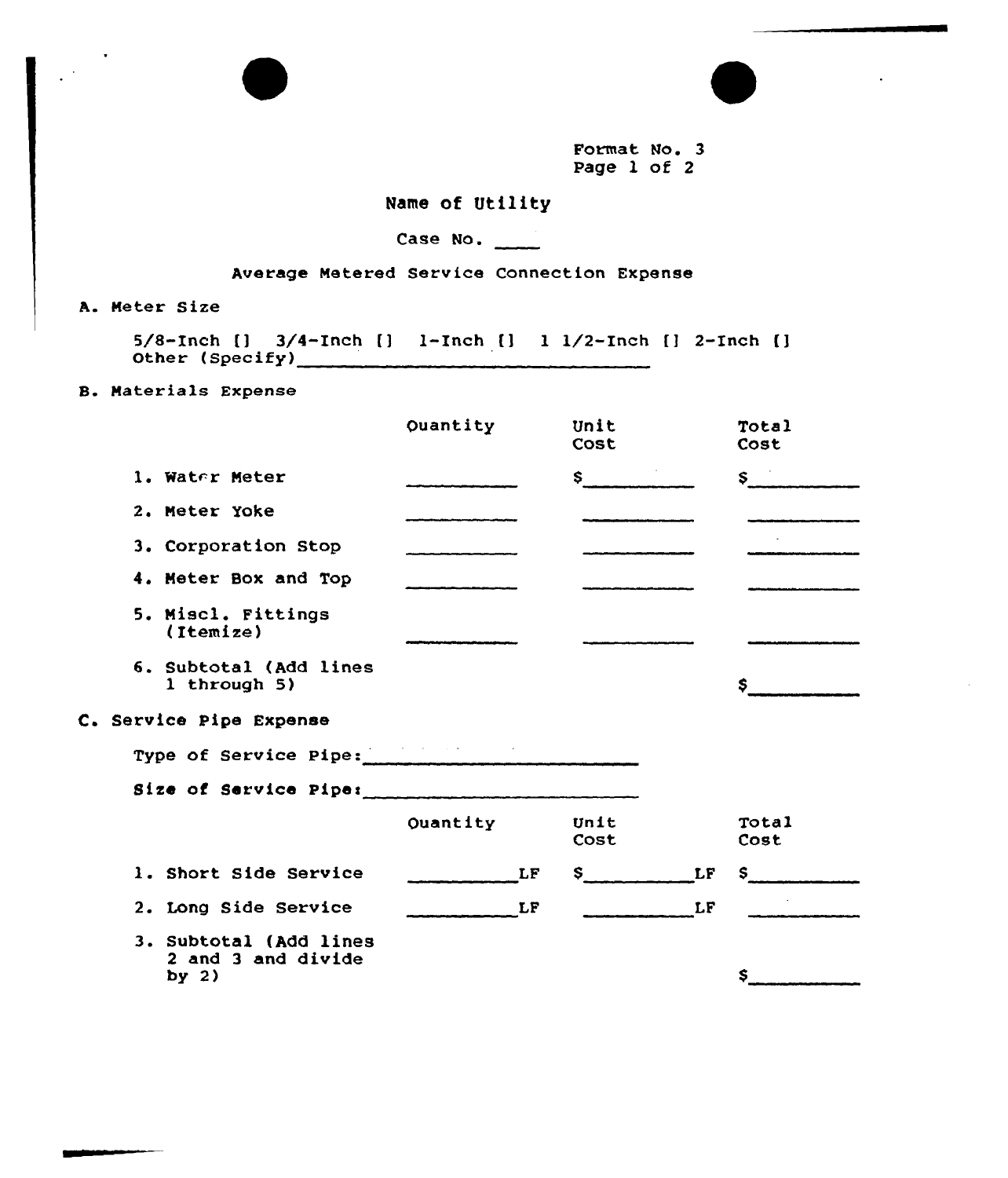Format No. 3

Name of Utility

Case No. \_\_\_\_

Average Metered Service Connection Expense

A. Meter Size

5/8-Inch [] 3/4-Inch [] 1-Inch [] 1 1/2-Inch [] 2-Inch []
Other (Specify)\_\_\_\_\_\_\_\_\_\_\_\_\_\_\_\_\_\_\_\_\_\_\_\_\_\_\_\_\_\_\_\_

B. Materials Expense

| | Quantity | Unit Cost | Total Cost |
|---|---|---|---|
| 1. Water Meter | \_\_\_\_\_\_\_\_\_\_ | $\_\_\_\_\_\_\_\_\_\_ | $\_\_\_\_\_\_\_\_\_\_ |
| 2. Meter Yoke | \_\_\_\_\_\_\_\_\_\_ | \_\_\_\_\_\_\_\_\_\_ | \_\_\_\_\_\_\_\_\_\_ |
| 3. Corporation Stop | \_\_\_\_\_\_\_\_\_\_ | \_\_\_\_\_\_\_\_\_\_ | \_\_\_\_\_\_\_\_\_\_ |
| 4. Meter Box and Top | \_\_\_\_\_\_\_\_\_\_ | \_\_\_\_\_\_\_\_\_\_ | \_\_\_\_\_\_\_\_\_\_ |
| 5. Miscl. Fittings (Itemize) | \_\_\_\_\_\_\_\_\_\_ | \_\_\_\_\_\_\_\_\_\_ | \_\_\_\_\_\_\_\_\_\_ |
| 6. Subtotal (Add lines 1 through 5) | | | $\_\_\_\_\_\_\_\_\_\_ |

C. Service Pipe Expense

Type of Service Pipe:\_\_\_\_\_\_\_\_\_\_\_\_\_\_\_\_\_\_\_\_\_\_\_\_\_

Size of Service Pipe:\_\_\_\_\_\_\_\_\_\_\_\_\_\_\_\_\_\_\_\_\_\_\_\_\_

| | Quantity | Unit Cost | Total Cost |
|---|---|---|---|
| 1. Short Side Service | \_\_\_\_\_\_\_\_\_\_LF | $\_\_\_\_\_\_\_\_\_\_LF | $\_\_\_\_\_\_\_\_\_\_ |
| 2. Long Side Service | \_\_\_\_\_\_\_\_\_\_LF | \_\_\_\_\_\_\_\_\_\_LF | \_\_\_\_\_\_\_\_\_\_ |
| 3. Subtotal (Add lines 2 and 3 and divide by 2) | | | $\_\_\_\_\_\_\_\_\_\_ |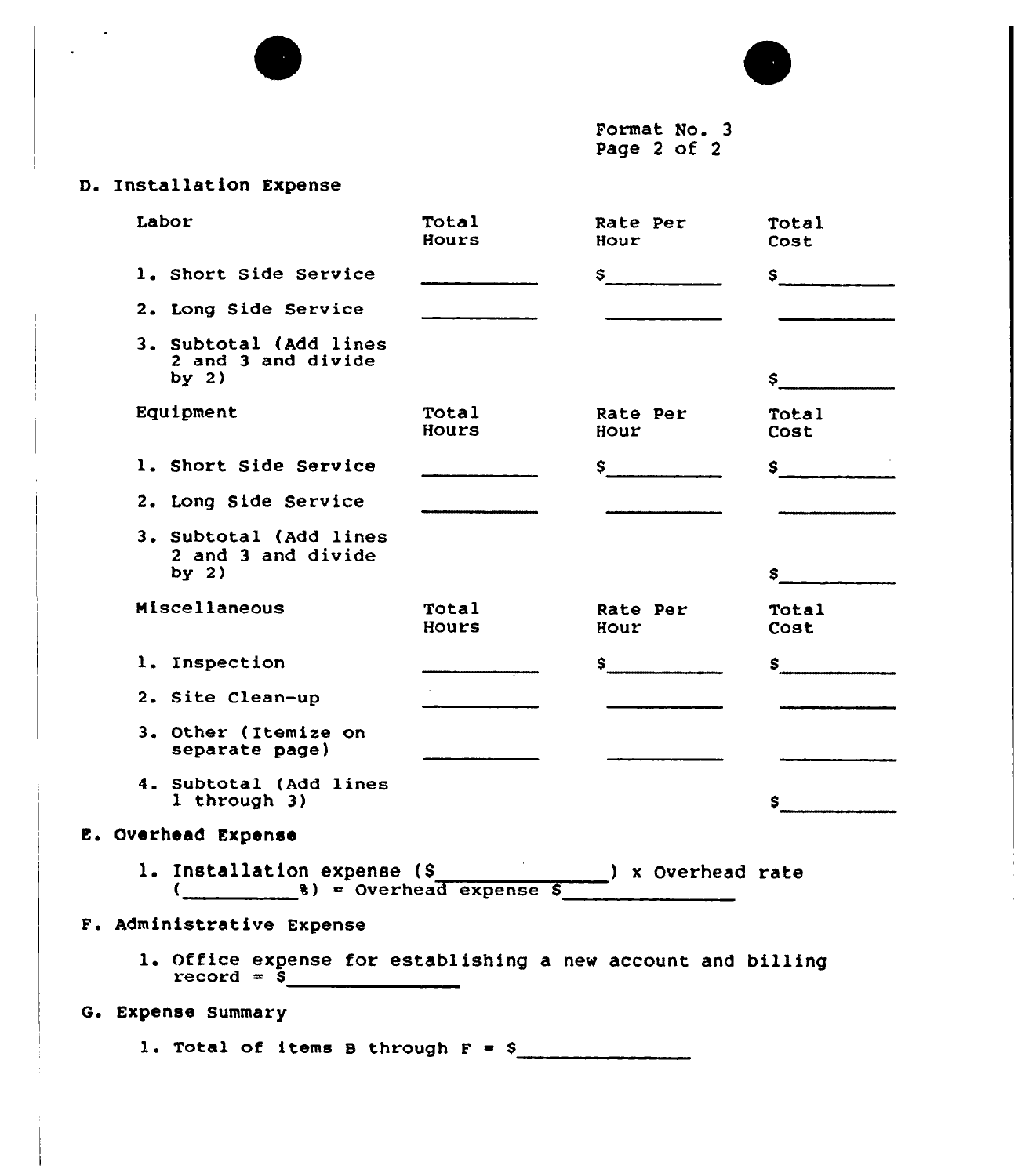Format No. 3
Page 2 of 2

D. Installation Expense

| Labor | Total Hours | Rate Per Hour | Total Cost |
|---|---|---|---|
| 1. Short Side Service | ________ | $________ | $________ |
| 2. Long Side Service | ________ | ________ | ________ |
| 3. Subtotal (Add lines 2 and 3 and divide by 2) | | | $________ |

| Equipment | Total Hours | Rate Per Hour | Total Cost |
|---|---|---|---|
| 1. Short Side Service | ________ | $________ | $________ |
| 2. Long Side Service | ________ | ________ | ________ |
| 3. Subtotal (Add lines 2 and 3 and divide by 2) | | | $________ |

| Miscellaneous | Total Hours | Rate Per Hour | Total Cost |
|---|---|---|---|
| 1. Inspection | ________ | $________ | $________ |
| 2. Site Clean-up | ________ | ________ | ________ |
| 3. Other (Itemize on separate page) | ________ | ________ | ________ |
| 4. Subtotal (Add lines 1 through 3) | | | $________ |

E. Overhead Expense

1. Installation expense ($____________) x Overhead rate (________%) = Overhead expense $____________

F. Administrative Expense

1. Office expense for establishing a new account and billing record = $____________

G. Expense Summary

1. Total of items B through F = $____________